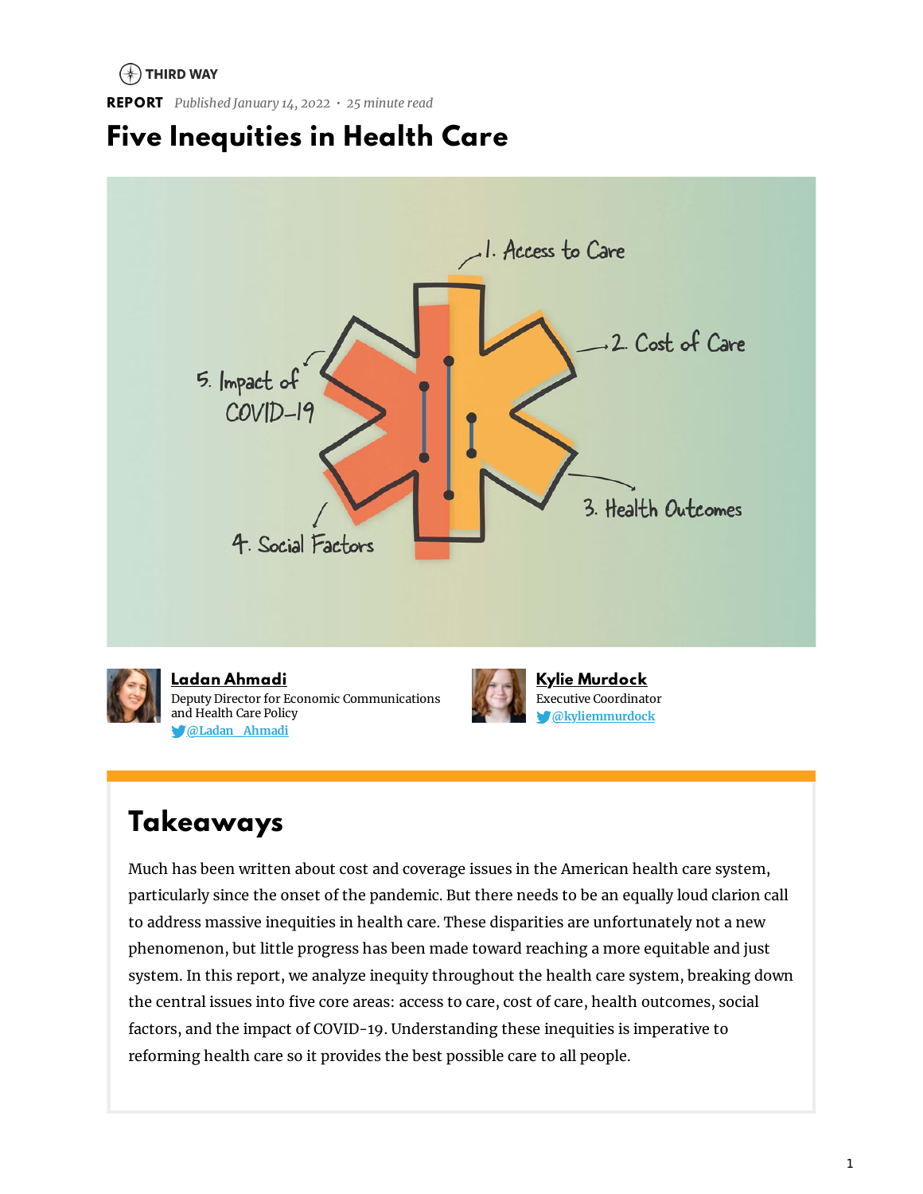THIRD WAY

**REPORT** *Published January 14, 2022 · 25 minute read*

# Five Inequities in Health Care

1. Access to Care
2. Cost of Care
3. Health Outcomes
4. Social Factors
5. Impact of COVID-19

**Ladan Ahmadi**
Deputy Director for Economic Communications and Health Care Policy
@Ladan_Ahmadi

**Kylie Murdock**
Executive Coordinator
@kyliemmurdock

## Takeaways

Much has been written about cost and coverage issues in the American health care system, particularly since the onset of the pandemic. But there needs to be an equally loud clarion call to address massive inequities in health care. These disparities are unfortunately not a new phenomenon, but little progress has been made toward reaching a more equitable and just system. In this report, we analyze inequity throughout the health care system, breaking down the central issues into five core areas: access to care, cost of care, health outcomes, social factors, and the impact of COVID-19. Understanding these inequities is imperative to reforming health care so it provides the best possible care to all people.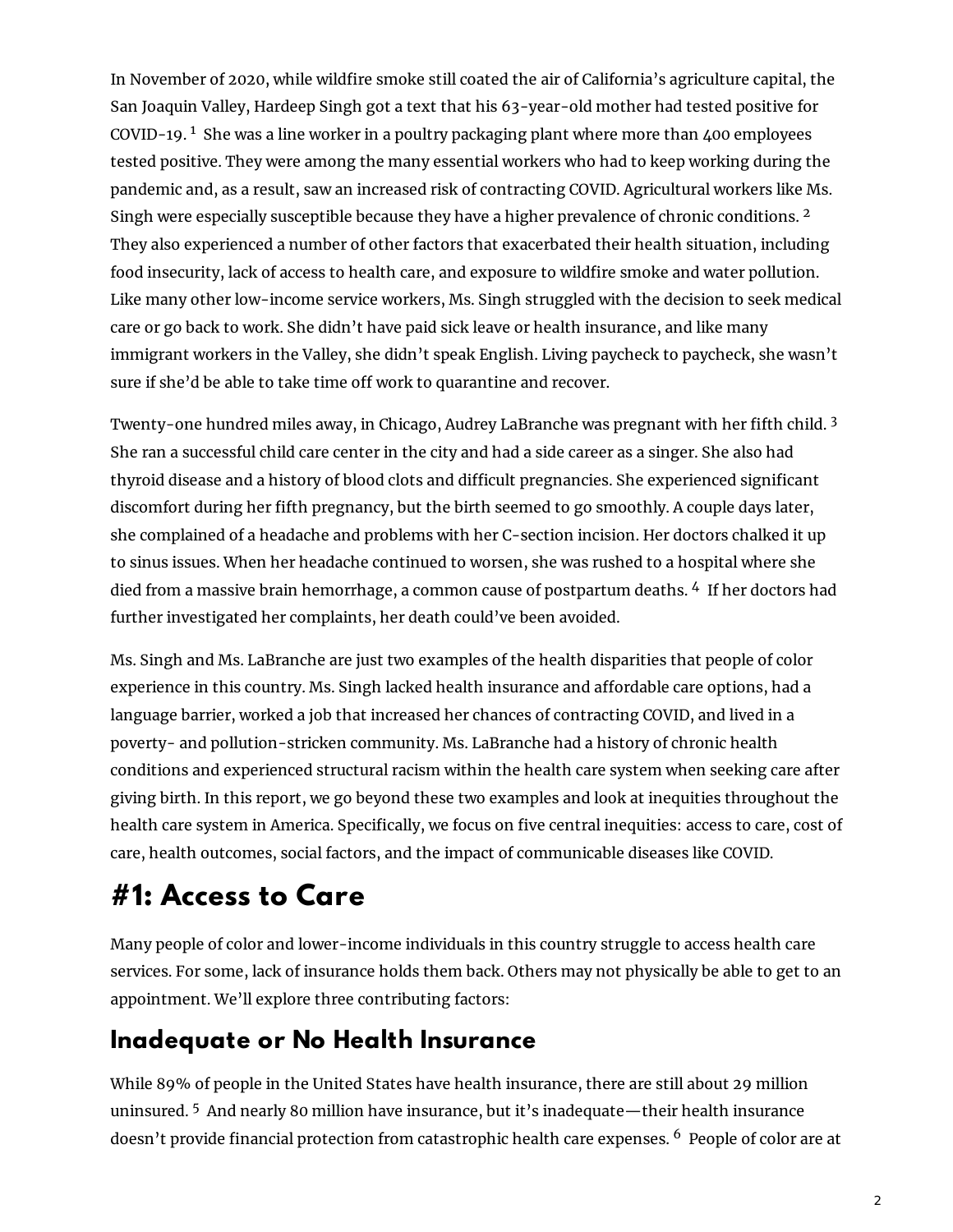In November of 2020, while wildfire smoke still coated the air of California's agriculture capital, the San Joaquin Valley, Hardeep Singh got a text that his 63-year-old mother had tested positive for COVID-19. [1] She was a line worker in a poultry packaging plant where more than 400 employees tested positive. They were among the many essential workers who had to keep working during the pandemic and, as a result, saw an increased risk of contracting COVID. Agricultural workers like Ms. Singh were especially susceptible because they have a higher prevalence of chronic conditions. [2] They also experienced a number of other factors that exacerbated their health situation, including food insecurity, lack of access to health care, and exposure to wildfire smoke and water pollution. Like many other low-income service workers, Ms. Singh struggled with the decision to seek medical care or go back to work. She didn't have paid sick leave or health insurance, and like many immigrant workers in the Valley, she didn't speak English. Living paycheck to paycheck, she wasn't sure if she'd be able to take time off work to quarantine and recover.

Twenty-one hundred miles away, in Chicago, Audrey LaBranche was pregnant with her fifth child. [3] She ran a successful child care center in the city and had a side career as a singer. She also had thyroid disease and a history of blood clots and difficult pregnancies. She experienced significant discomfort during her fifth pregnancy, but the birth seemed to go smoothly. A couple days later, she complained of a headache and problems with her C-section incision. Her doctors chalked it up to sinus issues. When her headache continued to worsen, she was rushed to a hospital where she died from a massive brain hemorrhage, a common cause of postpartum deaths. [4] If her doctors had further investigated her complaints, her death could've been avoided.

Ms. Singh and Ms. LaBranche are just two examples of the health disparities that people of color experience in this country. Ms. Singh lacked health insurance and affordable care options, had a language barrier, worked a job that increased her chances of contracting COVID, and lived in a poverty- and pollution-stricken community. Ms. LaBranche had a history of chronic health conditions and experienced structural racism within the health care system when seeking care after giving birth. In this report, we go beyond these two examples and look at inequities throughout the health care system in America. Specifically, we focus on five central inequities: access to care, cost of care, health outcomes, social factors, and the impact of communicable diseases like COVID.

# #1: Access to Care

Many people of color and lower-income individuals in this country struggle to access health care services. For some, lack of insurance holds them back. Others may not physically be able to get to an appointment. We'll explore three contributing factors:

## Inadequate or No Health Insurance

While 89% of people in the United States have health insurance, there are still about 29 million uninsured. [5] And nearly 80 million have insurance, but it's inadequate—their health insurance doesn't provide financial protection from catastrophic health care expenses. [6] People of color are at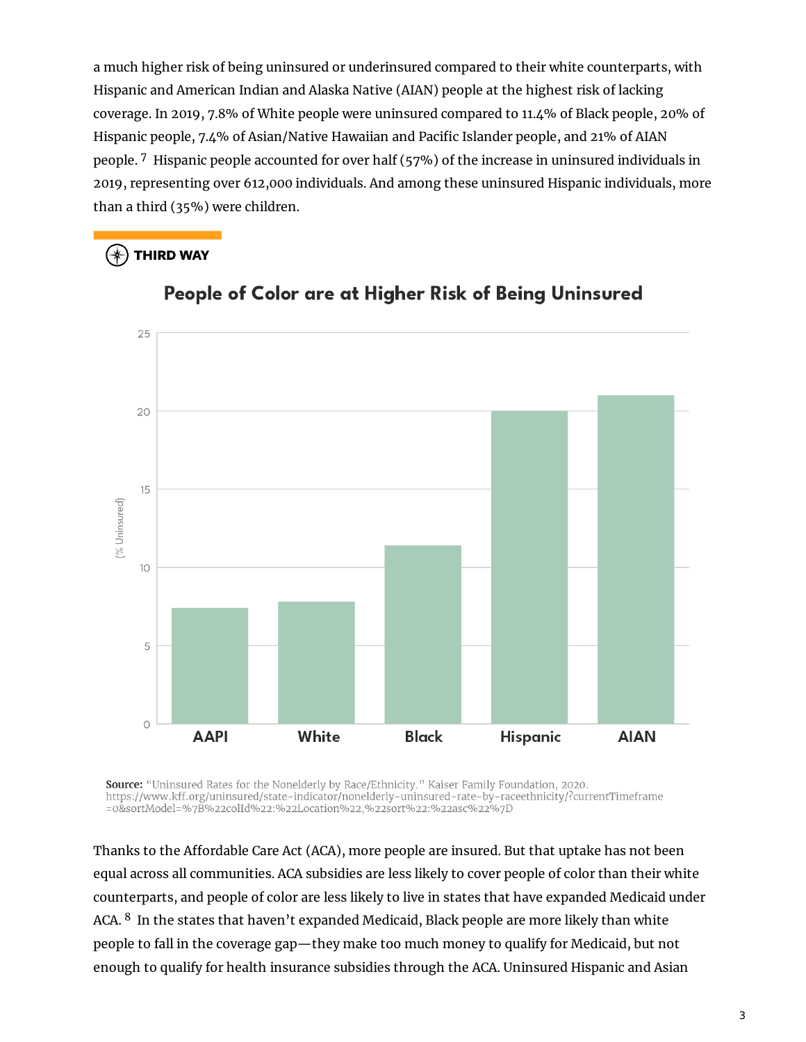a much higher risk of being uninsured or underinsured compared to their white counterparts, with Hispanic and American Indian and Alaska Native (AIAN) people at the highest risk of lacking coverage. In 2019, 7.8% of White people were uninsured compared to 11.4% of Black people, 20% of Hispanic people, 7.4% of Asian/Native Hawaiian and Pacific Islander people, and 21% of AIAN people. [7] Hispanic people accounted for over half (57%) of the increase in uninsured individuals in 2019, representing over 612,000 individuals. And among these uninsured Hispanic individuals, more than a third (35%) were children.

THIRD WAY

**People of Color are at Higher Risk of Being Uninsured**

| | AAPI | White | Black | Hispanic | AIAN |
|---|---|---|---|---|---|
| % Uninsured | 7.4 | 7.8 | 11.4 | 20 | 21 |

**Source:** "Uninsured Rates for the Nonelderly by Race/Ethnicity." Kaiser Family Foundation, 2020. https://www.kff.org/uninsured/state-indicator/nonelderly-uninsured-rate-by-raceethnicity/?currentTimeframe=0&sortModel=%7B%22colId%22:%22Location%22,%22sort%22:%22asc%22%7D

Thanks to the Affordable Care Act (ACA), more people are insured. But that uptake has not been equal across all communities. ACA subsidies are less likely to cover people of color than their white counterparts, and people of color are less likely to live in states that have expanded Medicaid under ACA. [8] In the states that haven't expanded Medicaid, Black people are more likely than white people to fall in the coverage gap—they make too much money to qualify for Medicaid, but not enough to qualify for health insurance subsidies through the ACA. Uninsured Hispanic and Asian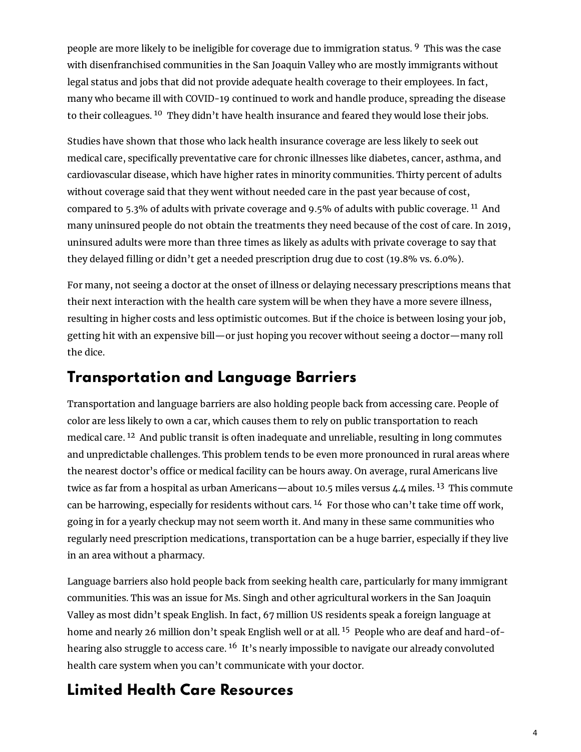people are more likely to be ineligible for coverage due to immigration status. [9] This was the case with disenfranchised communities in the San Joaquin Valley who are mostly immigrants without legal status and jobs that did not provide adequate health coverage to their employees. In fact, many who became ill with COVID-19 continued to work and handle produce, spreading the disease to their colleagues. [10] They didn't have health insurance and feared they would lose their jobs.

Studies have shown that those who lack health insurance coverage are less likely to seek out medical care, specifically preventative care for chronic illnesses like diabetes, cancer, asthma, and cardiovascular disease, which have higher rates in minority communities. Thirty percent of adults without coverage said that they went without needed care in the past year because of cost, compared to 5.3% of adults with private coverage and 9.5% of adults with public coverage. [11] And many uninsured people do not obtain the treatments they need because of the cost of care. In 2019, uninsured adults were more than three times as likely as adults with private coverage to say that they delayed filling or didn't get a needed prescription drug due to cost (19.8% vs. 6.0%).

For many, not seeing a doctor at the onset of illness or delaying necessary prescriptions means that their next interaction with the health care system will be when they have a more severe illness, resulting in higher costs and less optimistic outcomes. But if the choice is between losing your job, getting hit with an expensive bill—or just hoping you recover without seeing a doctor—many roll the dice.

## Transportation and Language Barriers

Transportation and language barriers are also holding people back from accessing care. People of color are less likely to own a car, which causes them to rely on public transportation to reach medical care. [12] And public transit is often inadequate and unreliable, resulting in long commutes and unpredictable challenges. This problem tends to be even more pronounced in rural areas where the nearest doctor's office or medical facility can be hours away. On average, rural Americans live twice as far from a hospital as urban Americans—about 10.5 miles versus 4.4 miles. [13] This commute can be harrowing, especially for residents without cars. [14] For those who can't take time off work, going in for a yearly checkup may not seem worth it. And many in these same communities who regularly need prescription medications, transportation can be a huge barrier, especially if they live in an area without a pharmacy.

Language barriers also hold people back from seeking health care, particularly for many immigrant communities. This was an issue for Ms. Singh and other agricultural workers in the San Joaquin Valley as most didn't speak English. In fact, 67 million US residents speak a foreign language at home and nearly 26 million don't speak English well or at all. [15] People who are deaf and hard-of-hearing also struggle to access care. [16] It's nearly impossible to navigate our already convoluted health care system when you can't communicate with your doctor.

## Limited Health Care Resources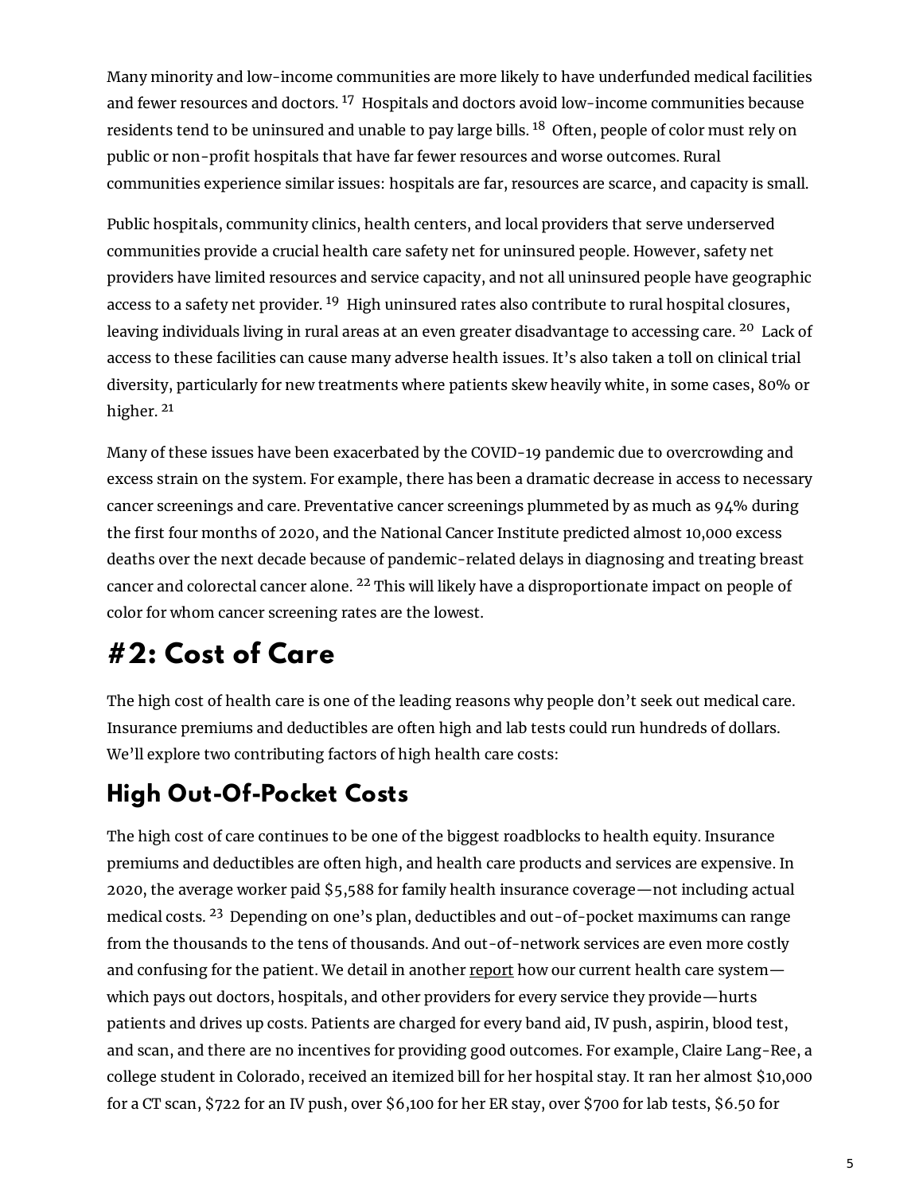Many minority and low-income communities are more likely to have underfunded medical facilities and fewer resources and doctors. [17] Hospitals and doctors avoid low-income communities because residents tend to be uninsured and unable to pay large bills. [18] Often, people of color must rely on public or non-profit hospitals that have far fewer resources and worse outcomes. Rural communities experience similar issues: hospitals are far, resources are scarce, and capacity is small.

Public hospitals, community clinics, health centers, and local providers that serve underserved communities provide a crucial health care safety net for uninsured people. However, safety net providers have limited resources and service capacity, and not all uninsured people have geographic access to a safety net provider. [19] High uninsured rates also contribute to rural hospital closures, leaving individuals living in rural areas at an even greater disadvantage to accessing care. [20] Lack of access to these facilities can cause many adverse health issues. It's also taken a toll on clinical trial diversity, particularly for new treatments where patients skew heavily white, in some cases, 80% or higher. [21]

Many of these issues have been exacerbated by the COVID-19 pandemic due to overcrowding and excess strain on the system. For example, there has been a dramatic decrease in access to necessary cancer screenings and care. Preventative cancer screenings plummeted by as much as 94% during the first four months of 2020, and the National Cancer Institute predicted almost 10,000 excess deaths over the next decade because of pandemic-related delays in diagnosing and treating breast cancer and colorectal cancer alone. [22] This will likely have a disproportionate impact on people of color for whom cancer screening rates are the lowest.

# #2: Cost of Care

The high cost of health care is one of the leading reasons why people don't seek out medical care. Insurance premiums and deductibles are often high and lab tests could run hundreds of dollars. We'll explore two contributing factors of high health care costs:

## High Out-Of-Pocket Costs

The high cost of care continues to be one of the biggest roadblocks to health equity. Insurance premiums and deductibles are often high, and health care products and services are expensive. In 2020, the average worker paid $5,588 for family health insurance coverage—not including actual medical costs. [23] Depending on one's plan, deductibles and out-of-pocket maximums can range from the thousands to the tens of thousands. And out-of-network services are even more costly and confusing for the patient. We detail in another report how our current health care system—which pays out doctors, hospitals, and other providers for every service they provide—hurts patients and drives up costs. Patients are charged for every band aid, IV push, aspirin, blood test, and scan, and there are no incentives for providing good outcomes. For example, Claire Lang-Ree, a college student in Colorado, received an itemized bill for her hospital stay. It ran her almost $10,000 for a CT scan, $722 for an IV push, over $6,100 for her ER stay, over $700 for lab tests, $6.50 for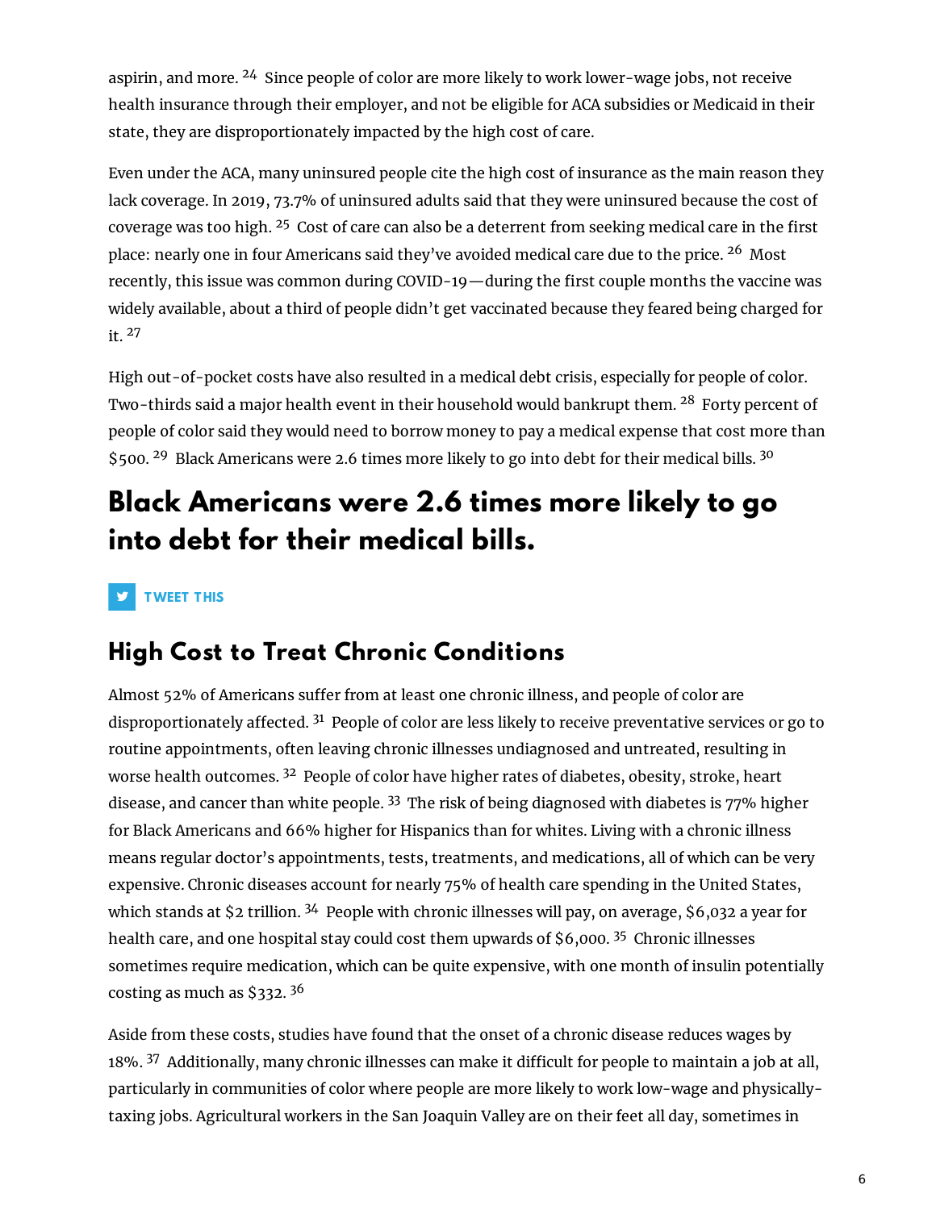aspirin, and more. [24] Since people of color are more likely to work lower-wage jobs, not receive health insurance through their employer, and not be eligible for ACA subsidies or Medicaid in their state, they are disproportionately impacted by the high cost of care.

Even under the ACA, many uninsured people cite the high cost of insurance as the main reason they lack coverage. In 2019, 73.7% of uninsured adults said that they were uninsured because the cost of coverage was too high. [25] Cost of care can also be a deterrent from seeking medical care in the first place: nearly one in four Americans said they've avoided medical care due to the price. [26] Most recently, this issue was common during COVID-19—during the first couple months the vaccine was widely available, about a third of people didn't get vaccinated because they feared being charged for it. [27]

High out-of-pocket costs have also resulted in a medical debt crisis, especially for people of color. Two-thirds said a major health event in their household would bankrupt them. [28] Forty percent of people of color said they would need to borrow money to pay a medical expense that cost more than $500. [29] Black Americans were 2.6 times more likely to go into debt for their medical bills. [30]

## Black Americans were 2.6 times more likely to go into debt for their medical bills.

TWEET THIS

## High Cost to Treat Chronic Conditions

Almost 52% of Americans suffer from at least one chronic illness, and people of color are disproportionately affected. [31] People of color are less likely to receive preventative services or go to routine appointments, often leaving chronic illnesses undiagnosed and untreated, resulting in worse health outcomes. [32] People of color have higher rates of diabetes, obesity, stroke, heart disease, and cancer than white people. [33] The risk of being diagnosed with diabetes is 77% higher for Black Americans and 66% higher for Hispanics than for whites. Living with a chronic illness means regular doctor's appointments, tests, treatments, and medications, all of which can be very expensive. Chronic diseases account for nearly 75% of health care spending in the United States, which stands at $2 trillion. [34] People with chronic illnesses will pay, on average, $6,032 a year for health care, and one hospital stay could cost them upwards of $6,000. [35] Chronic illnesses sometimes require medication, which can be quite expensive, with one month of insulin potentially costing as much as $332. [36]

Aside from these costs, studies have found that the onset of a chronic disease reduces wages by 18%. [37] Additionally, many chronic illnesses can make it difficult for people to maintain a job at all, particularly in communities of color where people are more likely to work low-wage and physically-taxing jobs. Agricultural workers in the San Joaquin Valley are on their feet all day, sometimes in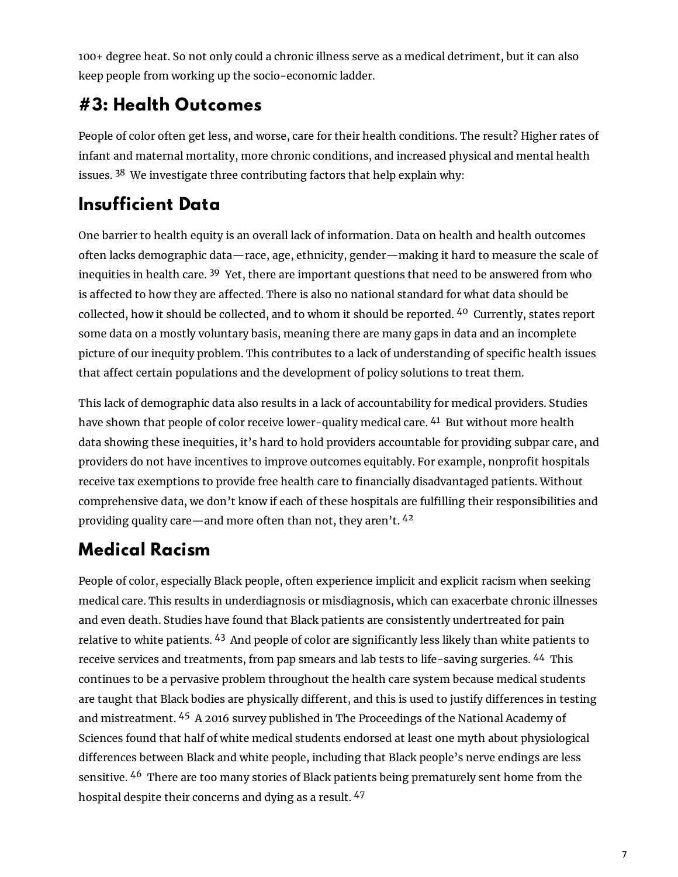100+ degree heat. So not only could a chronic illness serve as a medical detriment, but it can also keep people from working up the socio-economic ladder.

## #3: Health Outcomes

People of color often get less, and worse, care for their health conditions. The result? Higher rates of infant and maternal mortality, more chronic conditions, and increased physical and mental health issues. [38] We investigate three contributing factors that help explain why:

## Insufficient Data

One barrier to health equity is an overall lack of information. Data on health and health outcomes often lacks demographic data—race, age, ethnicity, gender—making it hard to measure the scale of inequities in health care. [39] Yet, there are important questions that need to be answered from who is affected to how they are affected. There is also no national standard for what data should be collected, how it should be collected, and to whom it should be reported. [40] Currently, states report some data on a mostly voluntary basis, meaning there are many gaps in data and an incomplete picture of our inequity problem. This contributes to a lack of understanding of specific health issues that affect certain populations and the development of policy solutions to treat them.

This lack of demographic data also results in a lack of accountability for medical providers. Studies have shown that people of color receive lower-quality medical care. [41] But without more health data showing these inequities, it's hard to hold providers accountable for providing subpar care, and providers do not have incentives to improve outcomes equitably. For example, nonprofit hospitals receive tax exemptions to provide free health care to financially disadvantaged patients. Without comprehensive data, we don't know if each of these hospitals are fulfilling their responsibilities and providing quality care—and more often than not, they aren't. [42]

## Medical Racism

People of color, especially Black people, often experience implicit and explicit racism when seeking medical care. This results in underdiagnosis or misdiagnosis, which can exacerbate chronic illnesses and even death. Studies have found that Black patients are consistently undertreated for pain relative to white patients. [43] And people of color are significantly less likely than white patients to receive services and treatments, from pap smears and lab tests to life-saving surgeries. [44] This continues to be a pervasive problem throughout the health care system because medical students are taught that Black bodies are physically different, and this is used to justify differences in testing and mistreatment. [45] A 2016 survey published in The Proceedings of the National Academy of Sciences found that half of white medical students endorsed at least one myth about physiological differences between Black and white people, including that Black people's nerve endings are less sensitive. [46] There are too many stories of Black patients being prematurely sent home from the hospital despite their concerns and dying as a result. [47]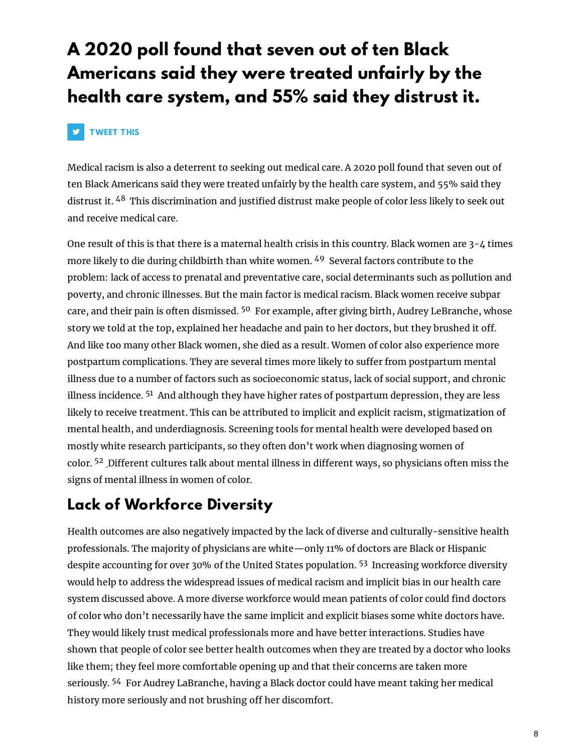## A 2020 poll found that seven out of ten Black Americans said they were treated unfairly by the health care system, and 55% said they distrust it.

TWEET THIS

Medical racism is also a deterrent to seeking out medical care. A 2020 poll found that seven out of ten Black Americans said they were treated unfairly by the health care system, and 55% said they distrust it. [48] This discrimination and justified distrust make people of color less likely to seek out and receive medical care.

One result of this is that there is a maternal health crisis in this country. Black women are 3-4 times more likely to die during childbirth than white women. [49] Several factors contribute to the problem: lack of access to prenatal and preventative care, social determinants such as pollution and poverty, and chronic illnesses. But the main factor is medical racism. Black women receive subpar care, and their pain is often dismissed. [50] For example, after giving birth, Audrey LeBranche, whose story we told at the top, explained her headache and pain to her doctors, but they brushed it off. And like too many other Black women, she died as a result. Women of color also experience more postpartum complications. They are several times more likely to suffer from postpartum mental illness due to a number of factors such as socioeconomic status, lack of social support, and chronic illness incidence. [51] And although they have higher rates of postpartum depression, they are less likely to receive treatment. This can be attributed to implicit and explicit racism, stigmatization of mental health, and underdiagnosis. Screening tools for mental health were developed based on mostly white research participants, so they often don't work when diagnosing women of color. [52] Different cultures talk about mental illness in different ways, so physicians often miss the signs of mental illness in women of color.

## Lack of Workforce Diversity

Health outcomes are also negatively impacted by the lack of diverse and culturally-sensitive health professionals. The majority of physicians are white—only 11% of doctors are Black or Hispanic despite accounting for over 30% of the United States population. [53] Increasing workforce diversity would help to address the widespread issues of medical racism and implicit bias in our health care system discussed above. A more diverse workforce would mean patients of color could find doctors of color who don't necessarily have the same implicit and explicit biases some white doctors have. They would likely trust medical professionals more and have better interactions. Studies have shown that people of color see better health outcomes when they are treated by a doctor who looks like them; they feel more comfortable opening up and that their concerns are taken more seriously. [54] For Audrey LaBranche, having a Black doctor could have meant taking her medical history more seriously and not brushing off her discomfort.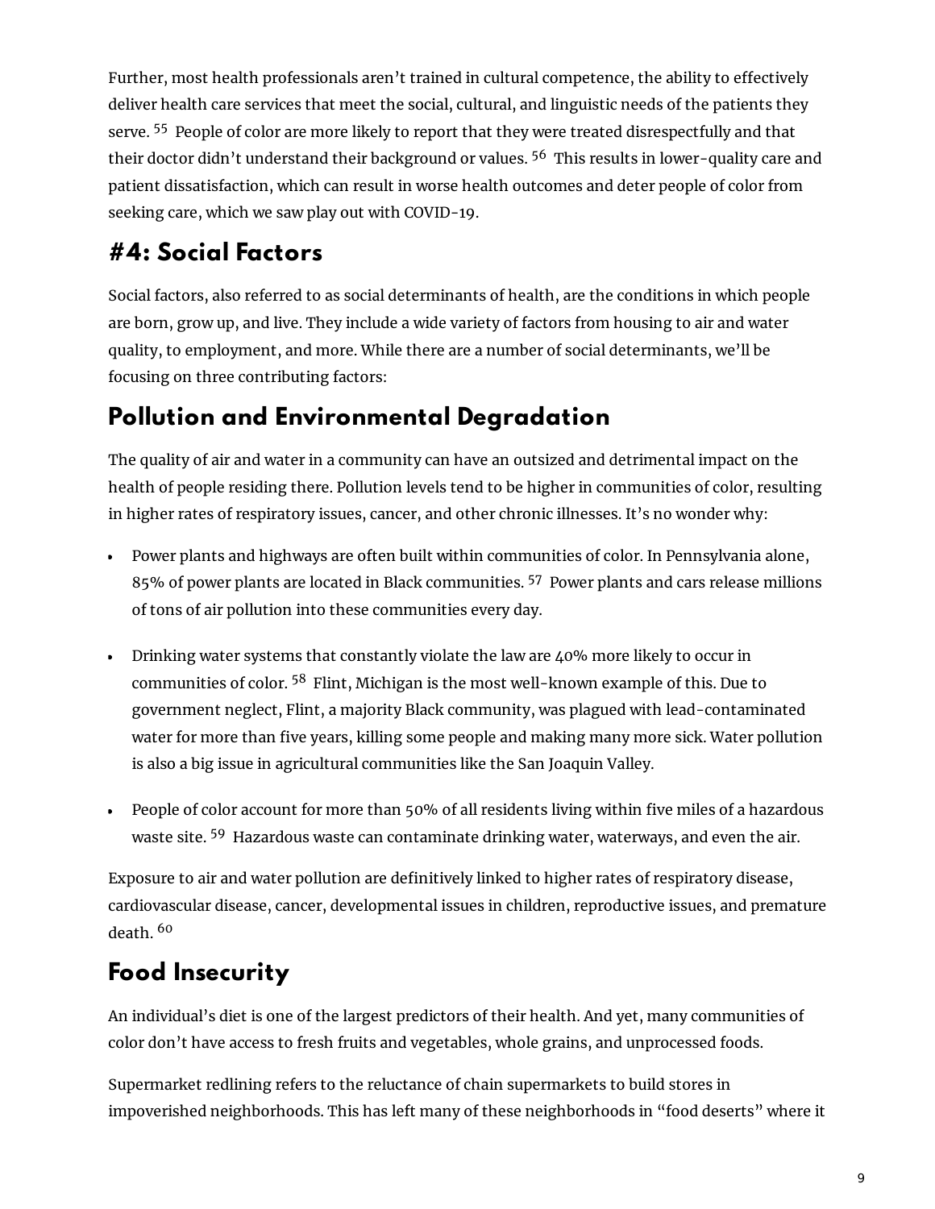Further, most health professionals aren't trained in cultural competence, the ability to effectively deliver health care services that meet the social, cultural, and linguistic needs of the patients they serve. [55] People of color are more likely to report that they were treated disrespectfully and that their doctor didn't understand their background or values. [56] This results in lower-quality care and patient dissatisfaction, which can result in worse health outcomes and deter people of color from seeking care, which we saw play out with COVID-19.

## #4: Social Factors

Social factors, also referred to as social determinants of health, are the conditions in which people are born, grow up, and live. They include a wide variety of factors from housing to air and water quality, to employment, and more. While there are a number of social determinants, we'll be focusing on three contributing factors:

## Pollution and Environmental Degradation

The quality of air and water in a community can have an outsized and detrimental impact on the health of people residing there. Pollution levels tend to be higher in communities of color, resulting in higher rates of respiratory issues, cancer, and other chronic illnesses. It's no wonder why:

- Power plants and highways are often built within communities of color. In Pennsylvania alone, 85% of power plants are located in Black communities. [57] Power plants and cars release millions of tons of air pollution into these communities every day.

- Drinking water systems that constantly violate the law are 40% more likely to occur in communities of color. [58] Flint, Michigan is the most well-known example of this. Due to government neglect, Flint, a majority Black community, was plagued with lead-contaminated water for more than five years, killing some people and making many more sick. Water pollution is also a big issue in agricultural communities like the San Joaquin Valley.

- People of color account for more than 50% of all residents living within five miles of a hazardous waste site. [59] Hazardous waste can contaminate drinking water, waterways, and even the air.

Exposure to air and water pollution are definitively linked to higher rates of respiratory disease, cardiovascular disease, cancer, developmental issues in children, reproductive issues, and premature death. [60]

## Food Insecurity

An individual's diet is one of the largest predictors of their health. And yet, many communities of color don't have access to fresh fruits and vegetables, whole grains, and unprocessed foods.

Supermarket redlining refers to the reluctance of chain supermarkets to build stores in impoverished neighborhoods. This has left many of these neighborhoods in "food deserts" where it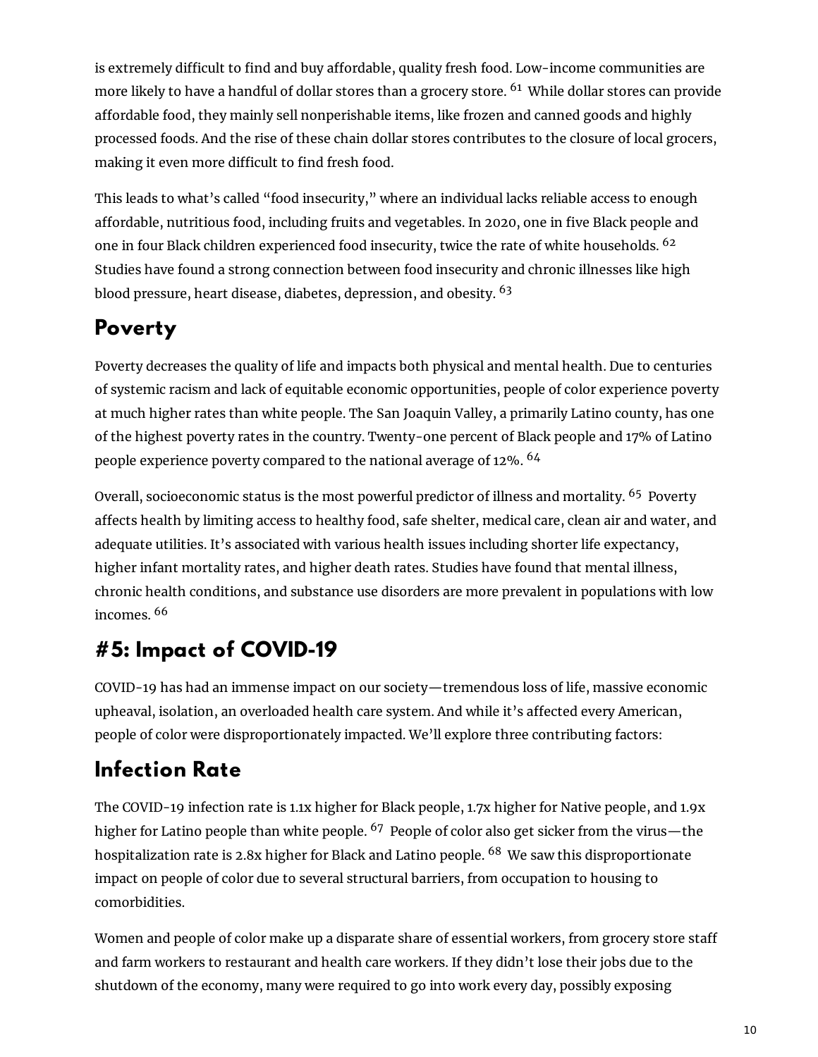is extremely difficult to find and buy affordable, quality fresh food. Low-income communities are more likely to have a handful of dollar stores than a grocery store. [61] While dollar stores can provide affordable food, they mainly sell nonperishable items, like frozen and canned goods and highly processed foods. And the rise of these chain dollar stores contributes to the closure of local grocers, making it even more difficult to find fresh food.

This leads to what's called "food insecurity," where an individual lacks reliable access to enough affordable, nutritious food, including fruits and vegetables. In 2020, one in five Black people and one in four Black children experienced food insecurity, twice the rate of white households. [62] Studies have found a strong connection between food insecurity and chronic illnesses like high blood pressure, heart disease, diabetes, depression, and obesity. [63]

## Poverty

Poverty decreases the quality of life and impacts both physical and mental health. Due to centuries of systemic racism and lack of equitable economic opportunities, people of color experience poverty at much higher rates than white people. The San Joaquin Valley, a primarily Latino county, has one of the highest poverty rates in the country. Twenty-one percent of Black people and 17% of Latino people experience poverty compared to the national average of 12%. [64]

Overall, socioeconomic status is the most powerful predictor of illness and mortality. [65] Poverty affects health by limiting access to healthy food, safe shelter, medical care, clean air and water, and adequate utilities. It's associated with various health issues including shorter life expectancy, higher infant mortality rates, and higher death rates. Studies have found that mental illness, chronic health conditions, and substance use disorders are more prevalent in populations with low incomes. [66]

# #5: Impact of COVID-19

COVID-19 has had an immense impact on our society—tremendous loss of life, massive economic upheaval, isolation, an overloaded health care system. And while it's affected every American, people of color were disproportionately impacted. We'll explore three contributing factors:

## Infection Rate

The COVID-19 infection rate is 1.1x higher for Black people, 1.7x higher for Native people, and 1.9x higher for Latino people than white people. [67] People of color also get sicker from the virus—the hospitalization rate is 2.8x higher for Black and Latino people. [68] We saw this disproportionate impact on people of color due to several structural barriers, from occupation to housing to comorbidities.

Women and people of color make up a disparate share of essential workers, from grocery store staff and farm workers to restaurant and health care workers. If they didn't lose their jobs due to the shutdown of the economy, many were required to go into work every day, possibly exposing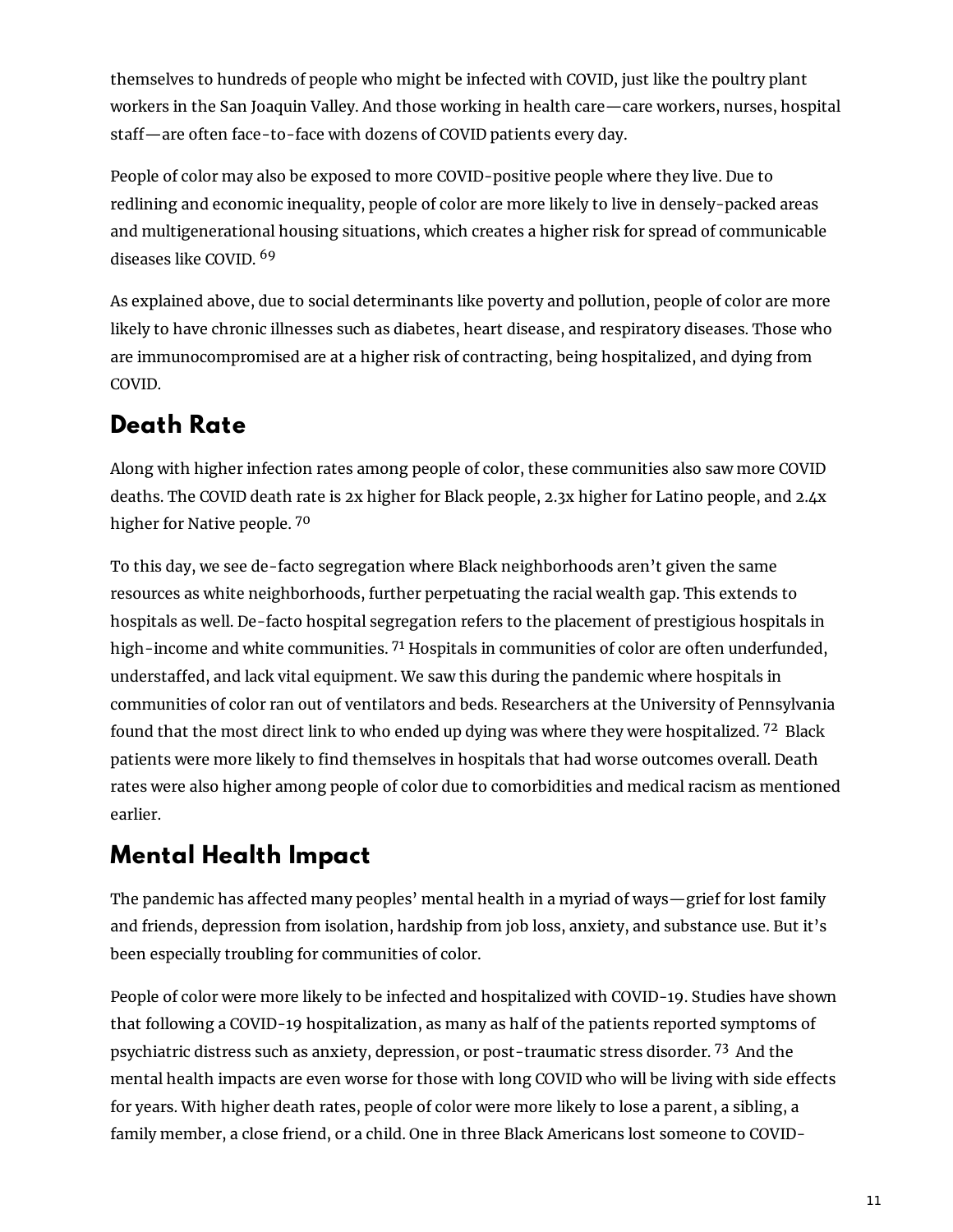themselves to hundreds of people who might be infected with COVID, just like the poultry plant workers in the San Joaquin Valley. And those working in health care—care workers, nurses, hospital staff—are often face-to-face with dozens of COVID patients every day.

People of color may also be exposed to more COVID-positive people where they live. Due to redlining and economic inequality, people of color are more likely to live in densely-packed areas and multigenerational housing situations, which creates a higher risk for spread of communicable diseases like COVID. [69]

As explained above, due to social determinants like poverty and pollution, people of color are more likely to have chronic illnesses such as diabetes, heart disease, and respiratory diseases. Those who are immunocompromised are at a higher risk of contracting, being hospitalized, and dying from COVID.

## Death Rate

Along with higher infection rates among people of color, these communities also saw more COVID deaths. The COVID death rate is 2x higher for Black people, 2.3x higher for Latino people, and 2.4x higher for Native people. [70]

To this day, we see de-facto segregation where Black neighborhoods aren't given the same resources as white neighborhoods, further perpetuating the racial wealth gap. This extends to hospitals as well. De-facto hospital segregation refers to the placement of prestigious hospitals in high-income and white communities. [71] Hospitals in communities of color are often underfunded, understaffed, and lack vital equipment. We saw this during the pandemic where hospitals in communities of color ran out of ventilators and beds. Researchers at the University of Pennsylvania found that the most direct link to who ended up dying was where they were hospitalized. [72] Black patients were more likely to find themselves in hospitals that had worse outcomes overall. Death rates were also higher among people of color due to comorbidities and medical racism as mentioned earlier.

## Mental Health Impact

The pandemic has affected many peoples' mental health in a myriad of ways—grief for lost family and friends, depression from isolation, hardship from job loss, anxiety, and substance use. But it's been especially troubling for communities of color.

People of color were more likely to be infected and hospitalized with COVID-19. Studies have shown that following a COVID-19 hospitalization, as many as half of the patients reported symptoms of psychiatric distress such as anxiety, depression, or post-traumatic stress disorder. [73] And the mental health impacts are even worse for those with long COVID who will be living with side effects for years. With higher death rates, people of color were more likely to lose a parent, a sibling, a family member, a close friend, or a child. One in three Black Americans lost someone to COVID-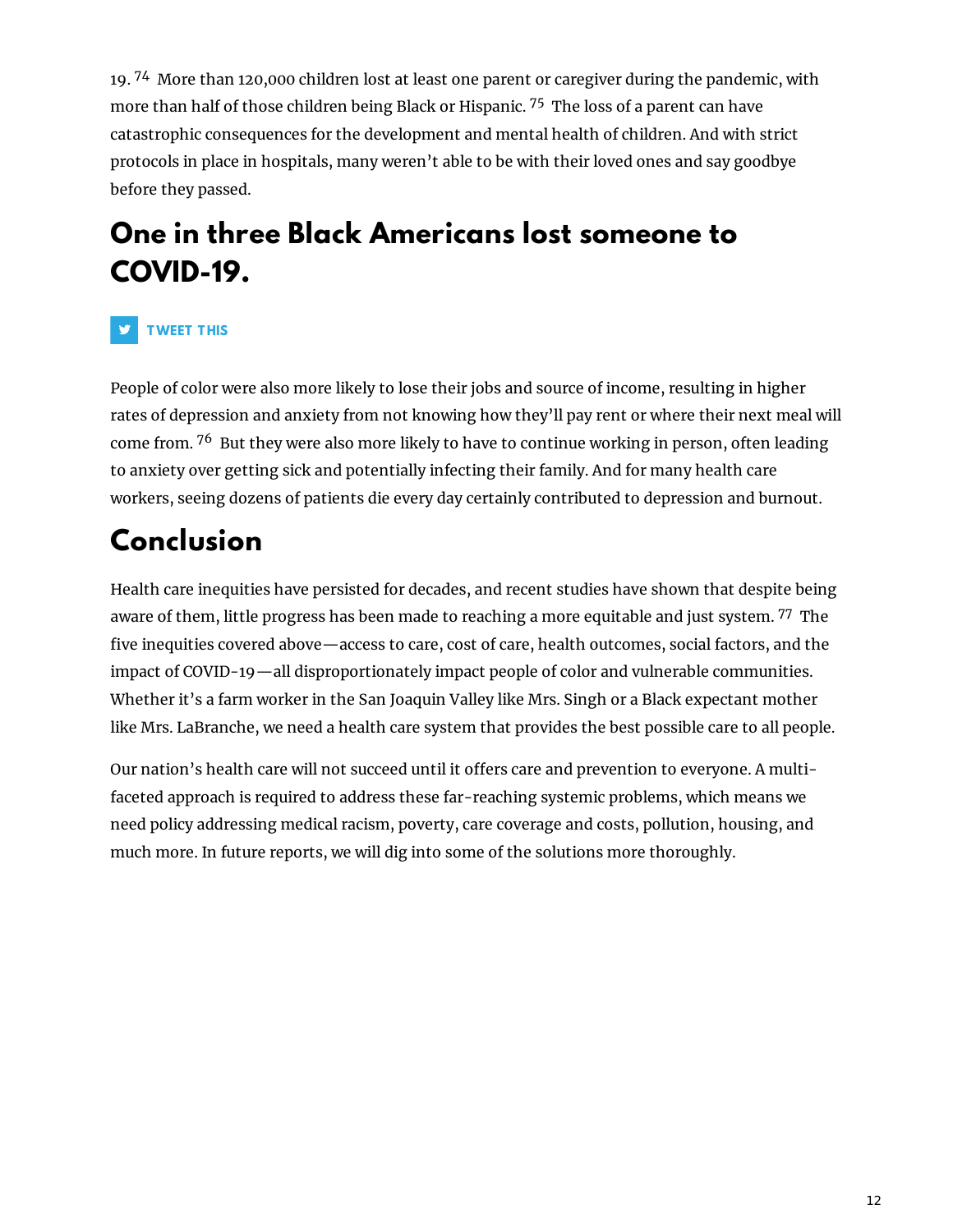19.[74] More than 120,000 children lost at least one parent or caregiver during the pandemic, with more than half of those children being Black or Hispanic.[75] The loss of a parent can have catastrophic consequences for the development and mental health of children. And with strict protocols in place in hospitals, many weren't able to be with their loved ones and say goodbye before they passed.

## One in three Black Americans lost someone to COVID-19.

TWEET THIS

People of color were also more likely to lose their jobs and source of income, resulting in higher rates of depression and anxiety from not knowing how they'll pay rent or where their next meal will come from.[76] But they were also more likely to have to continue working in person, often leading to anxiety over getting sick and potentially infecting their family. And for many health care workers, seeing dozens of patients die every day certainly contributed to depression and burnout.

## Conclusion

Health care inequities have persisted for decades, and recent studies have shown that despite being aware of them, little progress has been made to reaching a more equitable and just system.[77] The five inequities covered above—access to care, cost of care, health outcomes, social factors, and the impact of COVID-19—all disproportionately impact people of color and vulnerable communities. Whether it's a farm worker in the San Joaquin Valley like Mrs. Singh or a Black expectant mother like Mrs. LaBranche, we need a health care system that provides the best possible care to all people.

Our nation's health care will not succeed until it offers care and prevention to everyone. A multi-faceted approach is required to address these far-reaching systemic problems, which means we need policy addressing medical racism, poverty, care coverage and costs, pollution, housing, and much more. In future reports, we will dig into some of the solutions more thoroughly.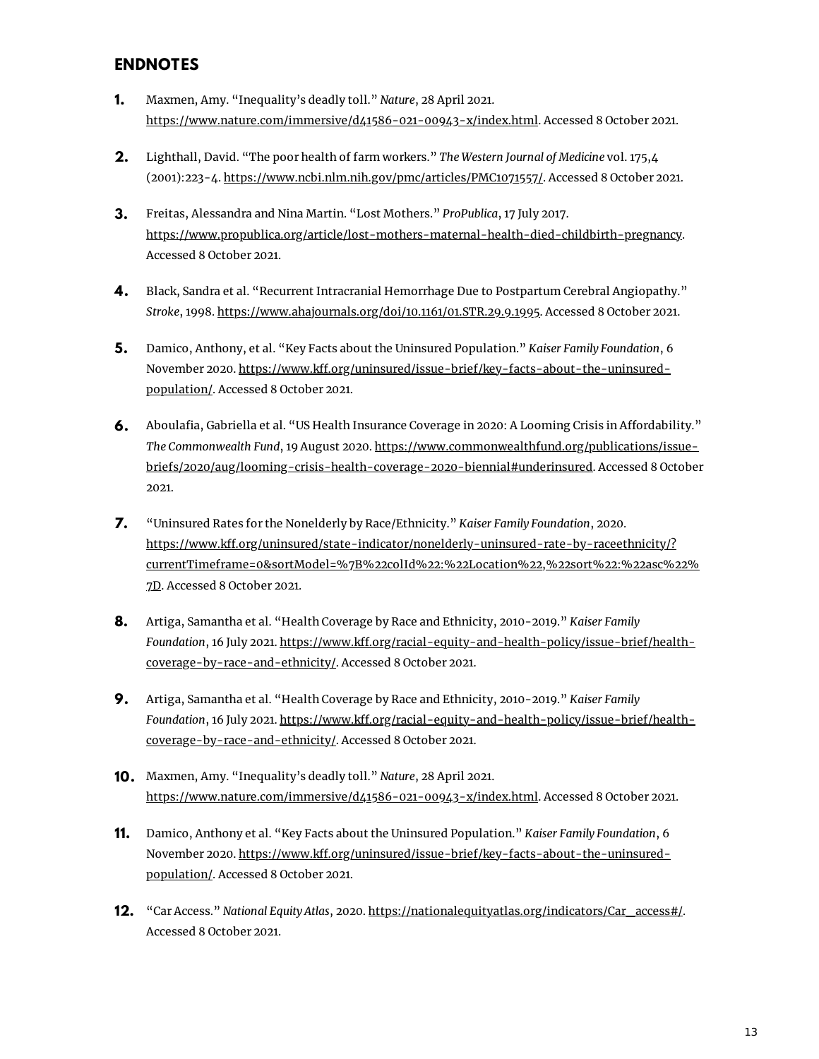## ENDNOTES

1. Maxmen, Amy. "Inequality's deadly toll." *Nature*, 28 April 2021. https://www.nature.com/immersive/d41586-021-00943-x/index.html. Accessed 8 October 2021.

2. Lighthall, David. "The poor health of farm workers." *The Western Journal of Medicine* vol. 175,4 (2001):223-4. https://www.ncbi.nlm.nih.gov/pmc/articles/PMC1071557/. Accessed 8 October 2021.

3. Freitas, Alessandra and Nina Martin. "Lost Mothers." *ProPublica*, 17 July 2017. https://www.propublica.org/article/lost-mothers-maternal-health-died-childbirth-pregnancy. Accessed 8 October 2021.

4. Black, Sandra et al. "Recurrent Intracranial Hemorrhage Due to Postpartum Cerebral Angiopathy." *Stroke*, 1998. https://www.ahajournals.org/doi/10.1161/01.STR.29.9.1995. Accessed 8 October 2021.

5. Damico, Anthony, et al. "Key Facts about the Uninsured Population." *Kaiser Family Foundation*, 6 November 2020. https://www.kff.org/uninsured/issue-brief/key-facts-about-the-uninsured-population/. Accessed 8 October 2021.

6. Aboulafia, Gabriella et al. "US Health Insurance Coverage in 2020: A Looming Crisis in Affordability." *The Commonwealth Fund*, 19 August 2020. https://www.commonwealthfund.org/publications/issue-briefs/2020/aug/looming-crisis-health-coverage-2020-biennial#underinsured. Accessed 8 October 2021.

7. "Uninsured Rates for the Nonelderly by Race/Ethnicity." *Kaiser Family Foundation*, 2020. https://www.kff.org/uninsured/state-indicator/nonelderly-uninsured-rate-by-raceethnicity/?currentTimeframe=0&sortModel=%7B%22colId%22:%22Location%22,%22sort%22:%22asc%22%7D. Accessed 8 October 2021.

8. Artiga, Samantha et al. "Health Coverage by Race and Ethnicity, 2010-2019." *Kaiser Family Foundation*, 16 July 2021. https://www.kff.org/racial-equity-and-health-policy/issue-brief/health-coverage-by-race-and-ethnicity/. Accessed 8 October 2021.

9. Artiga, Samantha et al. "Health Coverage by Race and Ethnicity, 2010-2019." *Kaiser Family Foundation*, 16 July 2021. https://www.kff.org/racial-equity-and-health-policy/issue-brief/health-coverage-by-race-and-ethnicity/. Accessed 8 October 2021.

10. Maxmen, Amy. "Inequality's deadly toll." *Nature*, 28 April 2021. https://www.nature.com/immersive/d41586-021-00943-x/index.html. Accessed 8 October 2021.

11. Damico, Anthony et al. "Key Facts about the Uninsured Population." *Kaiser Family Foundation*, 6 November 2020. https://www.kff.org/uninsured/issue-brief/key-facts-about-the-uninsured-population/. Accessed 8 October 2021.

12. "Car Access." *National Equity Atlas*, 2020. https://nationalequityatlas.org/indicators/Car_access#/. Accessed 8 October 2021.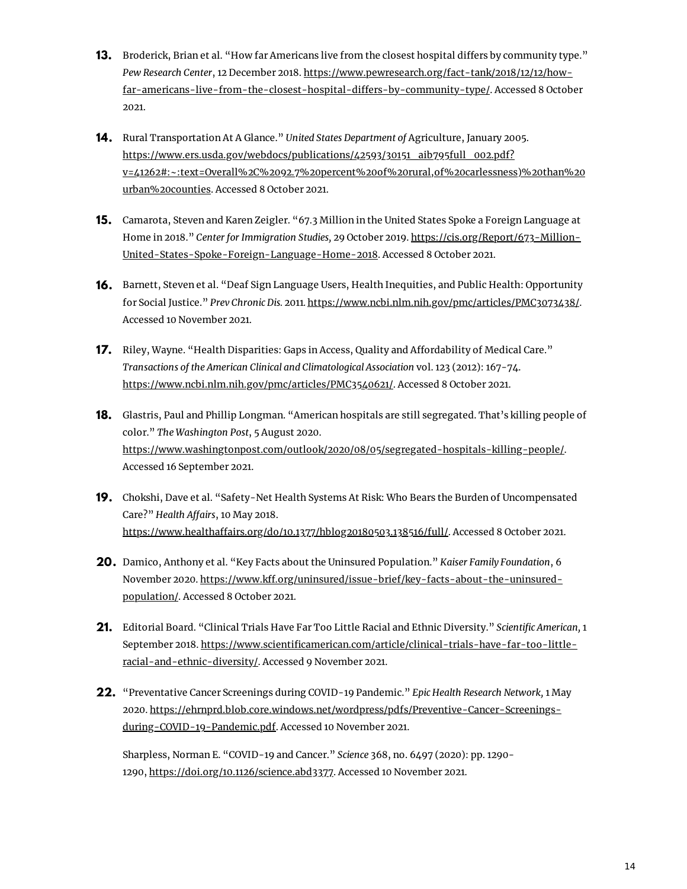13. Broderick, Brian et al. "How far Americans live from the closest hospital differs by community type." *Pew Research Center*, 12 December 2018. https://www.pewresearch.org/fact-tank/2018/12/12/how-far-americans-live-from-the-closest-hospital-differs-by-community-type/. Accessed 8 October 2021.

14. Rural Transportation At A Glance." *United States Department of* Agriculture, January 2005. https://www.ers.usda.gov/webdocs/publications/42593/30151_aib795full_002.pdf?v=41262#:~:text=Overall%2C%2092.7%20percent%20of%20rural,of%20carlessness)%20than%20urban%20counties. Accessed 8 October 2021.

15. Camarota, Steven and Karen Zeigler. "67.3 Million in the United States Spoke a Foreign Language at Home in 2018." *Center for Immigration Studies,* 29 October 2019. https://cis.org/Report/673-Million-United-States-Spoke-Foreign-Language-Home-2018. Accessed 8 October 2021.

16. Barnett, Steven et al. "Deaf Sign Language Users, Health Inequities, and Public Health: Opportunity for Social Justice." *Prev Chronic Dis.* 2011. https://www.ncbi.nlm.nih.gov/pmc/articles/PMC3073438/. Accessed 10 November 2021.

17. Riley, Wayne. "Health Disparities: Gaps in Access, Quality and Affordability of Medical Care." *Transactions of the American Clinical and Climatological Association* vol. 123 (2012): 167-74. https://www.ncbi.nlm.nih.gov/pmc/articles/PMC3540621/. Accessed 8 October 2021.

18. Glastris, Paul and Phillip Longman. "American hospitals are still segregated. That's killing people of color." *The Washington Post*, 5 August 2020. https://www.washingtonpost.com/outlook/2020/08/05/segregated-hospitals-killing-people/. Accessed 16 September 2021.

19. Chokshi, Dave et al. "Safety-Net Health Systems At Risk: Who Bears the Burden of Uncompensated Care?" *Health Affairs*, 10 May 2018. https://www.healthaffairs.org/do/10.1377/hblog20180503.138516/full/. Accessed 8 October 2021.

20. Damico, Anthony et al. "Key Facts about the Uninsured Population." *Kaiser Family Foundation*, 6 November 2020. https://www.kff.org/uninsured/issue-brief/key-facts-about-the-uninsured-population/. Accessed 8 October 2021.

21. Editorial Board. "Clinical Trials Have Far Too Little Racial and Ethnic Diversity." *Scientific American*, 1 September 2018. https://www.scientificamerican.com/article/clinical-trials-have-far-too-little-racial-and-ethnic-diversity/. Accessed 9 November 2021.

22. "Preventative Cancer Screenings during COVID-19 Pandemic." *Epic Health Research Network*, 1 May 2020. https://ehrnprd.blob.core.windows.net/wordpress/pdfs/Preventive-Cancer-Screenings-during-COVID-19-Pandemic.pdf. Accessed 10 November 2021.

    Sharpless, Norman E. "COVID-19 and Cancer." *Science* 368, no. 6497 (2020): pp. 1290-1290, https://doi.org/10.1126/science.abd3377. Accessed 10 November 2021.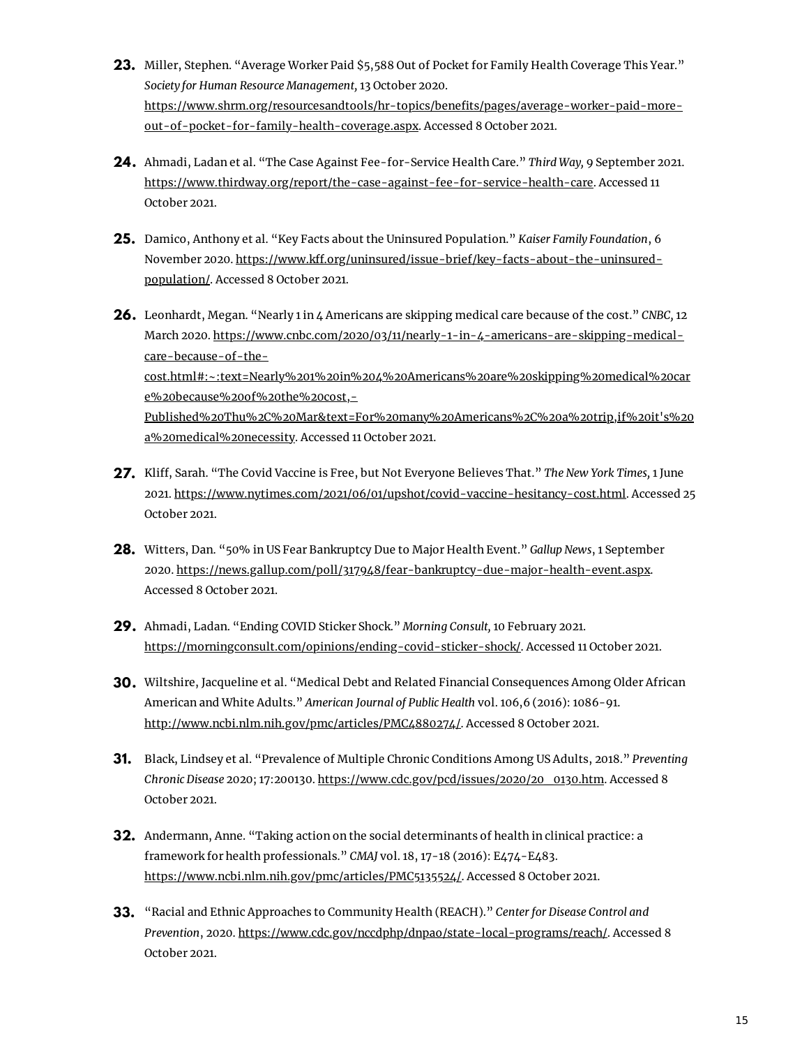23. Miller, Stephen. "Average Worker Paid $5,588 Out of Pocket for Family Health Coverage This Year." *Society for Human Resource Management,* 13 October 2020. https://www.shrm.org/resourcesandtools/hr-topics/benefits/pages/average-worker-paid-more-out-of-pocket-for-family-health-coverage.aspx. Accessed 8 October 2021.

24. Ahmadi, Ladan et al. "The Case Against Fee-for-Service Health Care." *Third Way,* 9 September 2021. https://www.thirdway.org/report/the-case-against-fee-for-service-health-care. Accessed 11 October 2021.

25. Damico, Anthony et al. "Key Facts about the Uninsured Population." *Kaiser Family Foundation*, 6 November 2020. https://www.kff.org/uninsured/issue-brief/key-facts-about-the-uninsured-population/. Accessed 8 October 2021.

26. Leonhardt, Megan. "Nearly 1 in 4 Americans are skipping medical care because of the cost." *CNBC,* 12 March 2020. https://www.cnbc.com/2020/03/11/nearly-1-in-4-americans-are-skipping-medical-care-because-of-the-cost.html#:~:text=Nearly%201%20in%204%20Americans%20are%20skipping%20medical%20care%20because%20of%20the%20cost,-Published%20Thu%2C%20Mar&text=For%20many%20Americans%2C%20a%20trip,if%20it's%20a%20medical%20necessity. Accessed 11 October 2021.

27. Kliff, Sarah. "The Covid Vaccine is Free, but Not Everyone Believes That." *The New York Times,* 1 June 2021. https://www.nytimes.com/2021/06/01/upshot/covid-vaccine-hesitancy-cost.html. Accessed 25 October 2021.

28. Witters, Dan. "50% in US Fear Bankruptcy Due to Major Health Event." *Gallup News*, 1 September 2020. https://news.gallup.com/poll/317948/fear-bankruptcy-due-major-health-event.aspx. Accessed 8 October 2021.

29. Ahmadi, Ladan. "Ending COVID Sticker Shock." *Morning Consult,* 10 February 2021. https://morningconsult.com/opinions/ending-covid-sticker-shock/. Accessed 11 October 2021.

30. Wiltshire, Jacqueline et al. "Medical Debt and Related Financial Consequences Among Older African American and White Adults." *American Journal of Public Health* vol. 106,6 (2016): 1086-91. http://www.ncbi.nlm.nih.gov/pmc/articles/PMC4880274/. Accessed 8 October 2021.

31. Black, Lindsey et al. "Prevalence of Multiple Chronic Conditions Among US Adults, 2018." *Preventing Chronic Disease* 2020; 17:200130. https://www.cdc.gov/pcd/issues/2020/20_0130.htm. Accessed 8 October 2021.

32. Andermann, Anne. "Taking action on the social determinants of health in clinical practice: a framework for health professionals." *CMAJ* vol. 18, 17-18 (2016): E474-E483. https://www.ncbi.nlm.nih.gov/pmc/articles/PMC5135524/. Accessed 8 October 2021.

33. "Racial and Ethnic Approaches to Community Health (REACH)." *Center for Disease Control and Prevention*, 2020. https://www.cdc.gov/nccdphp/dnpao/state-local-programs/reach/. Accessed 8 October 2021.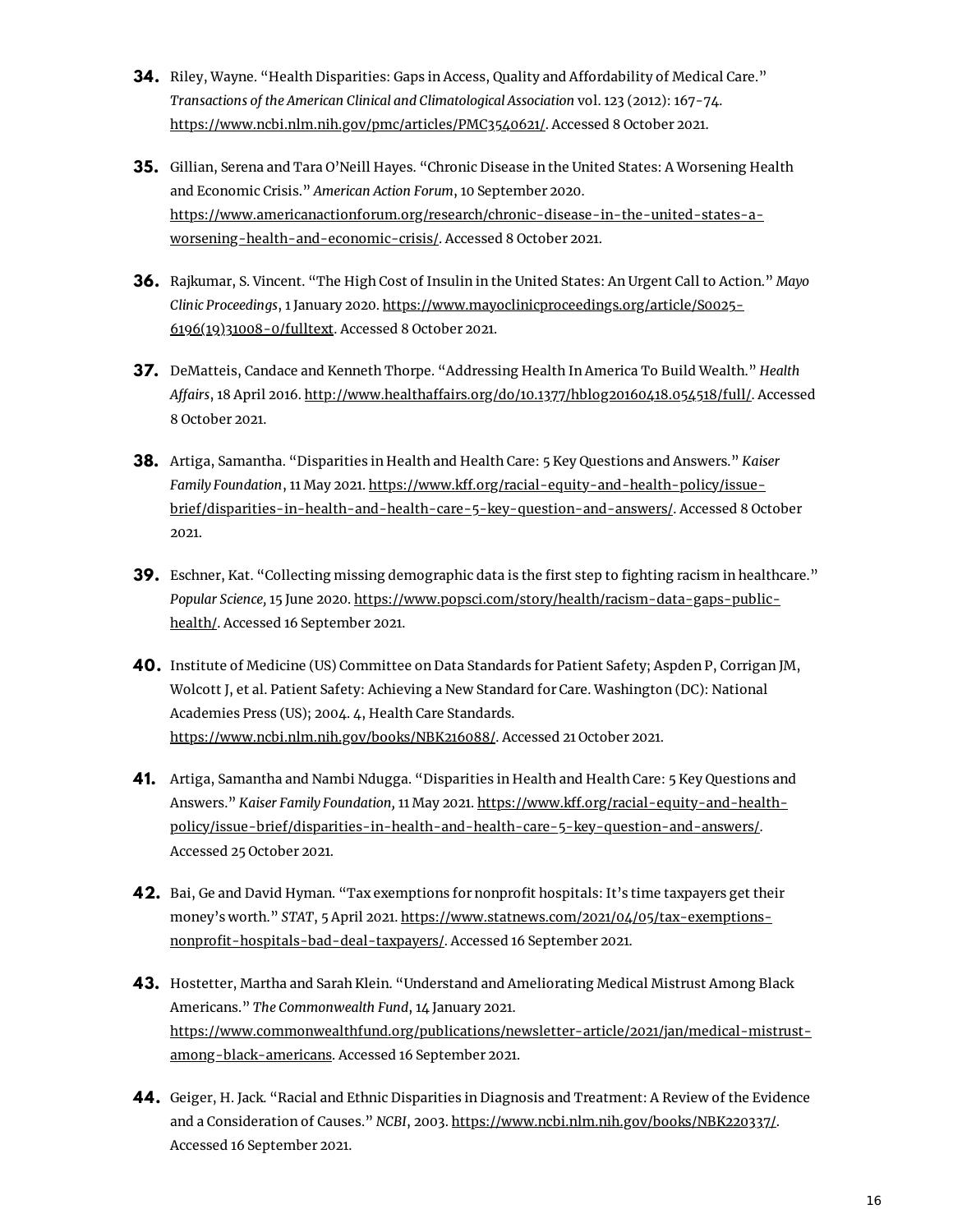34. Riley, Wayne. "Health Disparities: Gaps in Access, Quality and Affordability of Medical Care." *Transactions of the American Clinical and Climatological Association* vol. 123 (2012): 167-74. https://www.ncbi.nlm.nih.gov/pmc/articles/PMC3540621/. Accessed 8 October 2021.

35. Gillian, Serena and Tara O'Neill Hayes. "Chronic Disease in the United States: A Worsening Health and Economic Crisis." *American Action Forum*, 10 September 2020. https://www.americanactionforum.org/research/chronic-disease-in-the-united-states-a-worsening-health-and-economic-crisis/. Accessed 8 October 2021.

36. Rajkumar, S. Vincent. "The High Cost of Insulin in the United States: An Urgent Call to Action." *Mayo Clinic Proceedings*, 1 January 2020. https://www.mayoclinicproceedings.org/article/S0025-6196(19)31008-0/fulltext. Accessed 8 October 2021.

37. DeMatteis, Candace and Kenneth Thorpe. "Addressing Health In America To Build Wealth." *Health Affairs*, 18 April 2016. http://www.healthaffairs.org/do/10.1377/hblog20160418.054518/full/. Accessed 8 October 2021.

38. Artiga, Samantha. "Disparities in Health and Health Care: 5 Key Questions and Answers." *Kaiser Family Foundation*, 11 May 2021. https://www.kff.org/racial-equity-and-health-policy/issue-brief/disparities-in-health-and-health-care-5-key-question-and-answers/. Accessed 8 October 2021.

39. Eschner, Kat. "Collecting missing demographic data is the first step to fighting racism in healthcare." *Popular Science*, 15 June 2020. https://www.popsci.com/story/health/racism-data-gaps-public-health/. Accessed 16 September 2021.

40. Institute of Medicine (US) Committee on Data Standards for Patient Safety; Aspden P, Corrigan JM, Wolcott J, et al. Patient Safety: Achieving a New Standard for Care. Washington (DC): National Academies Press (US); 2004. 4, Health Care Standards. https://www.ncbi.nlm.nih.gov/books/NBK216088/. Accessed 21 October 2021.

41. Artiga, Samantha and Nambi Ndugga. "Disparities in Health and Health Care: 5 Key Questions and Answers." *Kaiser Family Foundation*, 11 May 2021. https://www.kff.org/racial-equity-and-health-policy/issue-brief/disparities-in-health-and-health-care-5-key-question-and-answers/. Accessed 25 October 2021.

42. Bai, Ge and David Hyman. "Tax exemptions for nonprofit hospitals: It's time taxpayers get their money's worth." *STAT*, 5 April 2021. https://www.statnews.com/2021/04/05/tax-exemptions-nonprofit-hospitals-bad-deal-taxpayers/. Accessed 16 September 2021.

43. Hostetter, Martha and Sarah Klein. "Understand and Ameliorating Medical Mistrust Among Black Americans." *The Commonwealth Fund*, 14 January 2021. https://www.commonwealthfund.org/publications/newsletter-article/2021/jan/medical-mistrust-among-black-americans. Accessed 16 September 2021.

44. Geiger, H. Jack. "Racial and Ethnic Disparities in Diagnosis and Treatment: A Review of the Evidence and a Consideration of Causes." *NCBI*, 2003. https://www.ncbi.nlm.nih.gov/books/NBK220337/. Accessed 16 September 2021.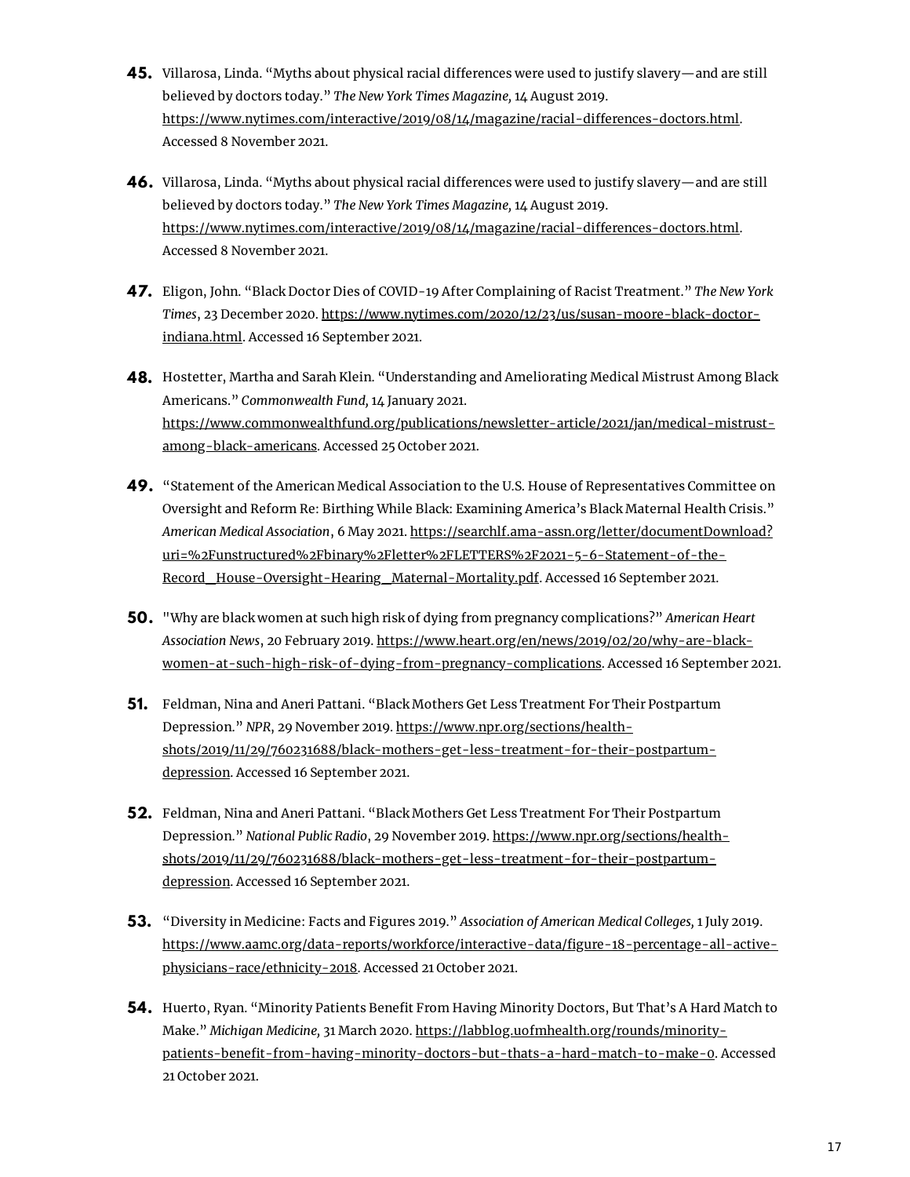45. Villarosa, Linda. "Myths about physical racial differences were used to justify slavery—and are still believed by doctors today." *The New York Times Magazine,* 14 August 2019. https://www.nytimes.com/interactive/2019/08/14/magazine/racial-differences-doctors.html. Accessed 8 November 2021.

46. Villarosa, Linda. "Myths about physical racial differences were used to justify slavery—and are still believed by doctors today." *The New York Times Magazine,* 14 August 2019. https://www.nytimes.com/interactive/2019/08/14/magazine/racial-differences-doctors.html. Accessed 8 November 2021.

47. Eligon, John. "Black Doctor Dies of COVID-19 After Complaining of Racist Treatment." *The New York Times*, 23 December 2020. https://www.nytimes.com/2020/12/23/us/susan-moore-black-doctor-indiana.html. Accessed 16 September 2021.

48. Hostetter, Martha and Sarah Klein. "Understanding and Ameliorating Medical Mistrust Among Black Americans." *Commonwealth Fund,* 14 January 2021. https://www.commonwealthfund.org/publications/newsletter-article/2021/jan/medical-mistrust-among-black-americans. Accessed 25 October 2021.

49. "Statement of the American Medical Association to the U.S. House of Representatives Committee on Oversight and Reform Re: Birthing While Black: Examining America's Black Maternal Health Crisis." *American Medical Association*, 6 May 2021. https://searchlf.ama-assn.org/letter/documentDownload?uri=%2Funstructured%2Fbinary%2Fletter%2FLETTERS%2F2021-5-6-Statement-of-the-Record_House-Oversight-Hearing_Maternal-Mortality.pdf. Accessed 16 September 2021.

50. "Why are black women at such high risk of dying from pregnancy complications?" *American Heart Association News*, 20 February 2019. https://www.heart.org/en/news/2019/02/20/why-are-black-women-at-such-high-risk-of-dying-from-pregnancy-complications. Accessed 16 September 2021.

51. Feldman, Nina and Aneri Pattani. "Black Mothers Get Less Treatment For Their Postpartum Depression." *NPR*, 29 November 2019. https://www.npr.org/sections/health-shots/2019/11/29/760231688/black-mothers-get-less-treatment-for-their-postpartum-depression. Accessed 16 September 2021.

52. Feldman, Nina and Aneri Pattani. "Black Mothers Get Less Treatment For Their Postpartum Depression." *National Public Radio*, 29 November 2019. https://www.npr.org/sections/health-shots/2019/11/29/760231688/black-mothers-get-less-treatment-for-their-postpartum-depression. Accessed 16 September 2021.

53. "Diversity in Medicine: Facts and Figures 2019." *Association of American Medical Colleges,* 1 July 2019. https://www.aamc.org/data-reports/workforce/interactive-data/figure-18-percentage-all-active-physicians-race/ethnicity-2018. Accessed 21 October 2021.

54. Huerto, Ryan. "Minority Patients Benefit From Having Minority Doctors, But That's A Hard Match to Make." *Michigan Medicine,* 31 March 2020. https://labblog.uofmhealth.org/rounds/minority-patients-benefit-from-having-minority-doctors-but-thats-a-hard-match-to-make-0. Accessed 21 October 2021.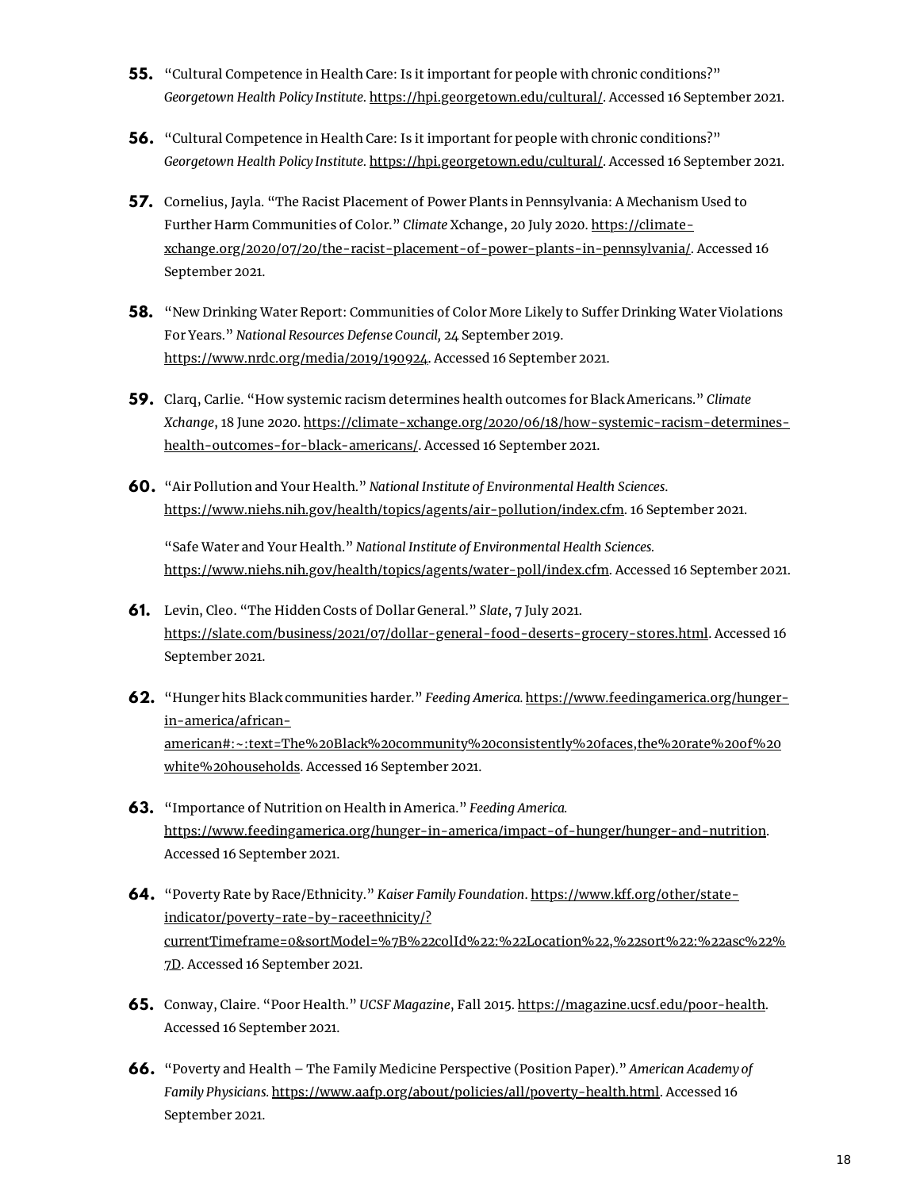55. "Cultural Competence in Health Care: Is it important for people with chronic conditions?" *Georgetown Health Policy Institute*. https://hpi.georgetown.edu/cultural/. Accessed 16 September 2021.

56. "Cultural Competence in Health Care: Is it important for people with chronic conditions?" *Georgetown Health Policy Institute*. https://hpi.georgetown.edu/cultural/. Accessed 16 September 2021.

57. Cornelius, Jayla. "The Racist Placement of Power Plants in Pennsylvania: A Mechanism Used to Further Harm Communities of Color." *Climate* Xchange, 20 July 2020. https://climate-xchange.org/2020/07/20/the-racist-placement-of-power-plants-in-pennsylvania/. Accessed 16 September 2021.

58. "New Drinking Water Report: Communities of Color More Likely to Suffer Drinking Water Violations For Years." *National Resources Defense Council*, 24 September 2019. https://www.nrdc.org/media/2019/190924. Accessed 16 September 2021.

59. Clarq, Carlie. "How systemic racism determines health outcomes for Black Americans." *Climate Xchange*, 18 June 2020. https://climate-xchange.org/2020/06/18/how-systemic-racism-determines-health-outcomes-for-black-americans/. Accessed 16 September 2021.

60. "Air Pollution and Your Health." *National Institute of Environmental Health Sciences*. https://www.niehs.nih.gov/health/topics/agents/air-pollution/index.cfm. 16 September 2021.

    "Safe Water and Your Health." *National Institute of Environmental Health Sciences*. https://www.niehs.nih.gov/health/topics/agents/water-poll/index.cfm. Accessed 16 September 2021.

61. Levin, Cleo. "The Hidden Costs of Dollar General." *Slate*, 7 July 2021. https://slate.com/business/2021/07/dollar-general-food-deserts-grocery-stores.html. Accessed 16 September 2021.

62. "Hunger hits Black communities harder." *Feeding America*. https://www.feedingamerica.org/hunger-in-america/african-american#:~:text=The%20Black%20community%20consistently%20faces,the%20rate%20of%20white%20households. Accessed 16 September 2021.

63. "Importance of Nutrition on Health in America." *Feeding America*. https://www.feedingamerica.org/hunger-in-america/impact-of-hunger/hunger-and-nutrition. Accessed 16 September 2021.

64. "Poverty Rate by Race/Ethnicity." *Kaiser Family Foundation*. https://www.kff.org/other/state-indicator/poverty-rate-by-raceethnicity/?currentTimeframe=0&sortModel=%7B%22colId%22:%22Location%22,%22sort%22:%22asc%22%7D. Accessed 16 September 2021.

65. Conway, Claire. "Poor Health." *UCSF Magazine*, Fall 2015. https://magazine.ucsf.edu/poor-health. Accessed 16 September 2021.

66. "Poverty and Health – The Family Medicine Perspective (Position Paper)." *American Academy of Family Physicians*. https://www.aafp.org/about/policies/all/poverty-health.html. Accessed 16 September 2021.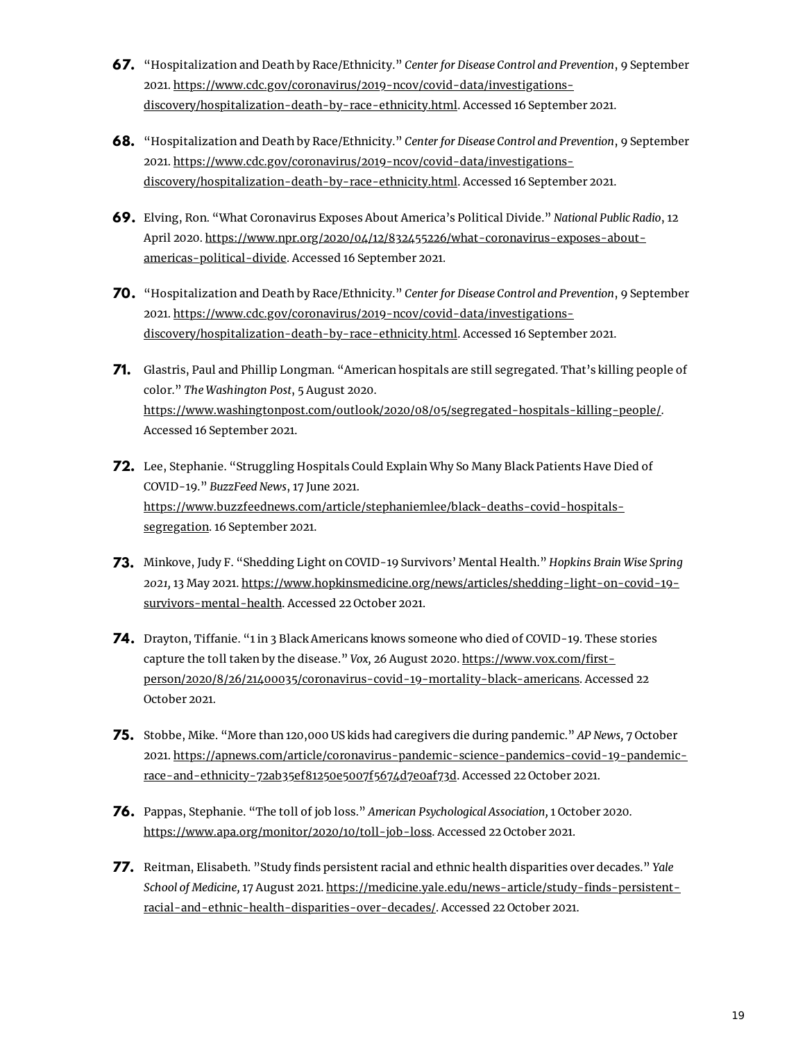67. "Hospitalization and Death by Race/Ethnicity." *Center for Disease Control and Prevention*, 9 September 2021. https://www.cdc.gov/coronavirus/2019-ncov/covid-data/investigations-discovery/hospitalization-death-by-race-ethnicity.html. Accessed 16 September 2021.

68. "Hospitalization and Death by Race/Ethnicity." *Center for Disease Control and Prevention*, 9 September 2021. https://www.cdc.gov/coronavirus/2019-ncov/covid-data/investigations-discovery/hospitalization-death-by-race-ethnicity.html. Accessed 16 September 2021.

69. Elving, Ron. "What Coronavirus Exposes About America's Political Divide." *National Public Radio*, 12 April 2020. https://www.npr.org/2020/04/12/832455226/what-coronavirus-exposes-about-americas-political-divide. Accessed 16 September 2021.

70. "Hospitalization and Death by Race/Ethnicity." *Center for Disease Control and Prevention*, 9 September 2021. https://www.cdc.gov/coronavirus/2019-ncov/covid-data/investigations-discovery/hospitalization-death-by-race-ethnicity.html. Accessed 16 September 2021.

71. Glastris, Paul and Phillip Longman. "American hospitals are still segregated. That's killing people of color." *The Washington Post*, 5 August 2020. https://www.washingtonpost.com/outlook/2020/08/05/segregated-hospitals-killing-people/. Accessed 16 September 2021.

72. Lee, Stephanie. "Struggling Hospitals Could Explain Why So Many Black Patients Have Died of COVID-19." *BuzzFeed News*, 17 June 2021. https://www.buzzfeednews.com/article/stephaniemlee/black-deaths-covid-hospitals-segregation. 16 September 2021.

73. Minkove, Judy F. "Shedding Light on COVID-19 Survivors' Mental Health." *Hopkins Brain Wise Spring 2021*, 13 May 2021. https://www.hopkinsmedicine.org/news/articles/shedding-light-on-covid-19-survivors-mental-health. Accessed 22 October 2021.

74. Drayton, Tiffanie. "1 in 3 Black Americans knows someone who died of COVID-19. These stories capture the toll taken by the disease." *Vox*, 26 August 2020. https://www.vox.com/first-person/2020/8/26/21400035/coronavirus-covid-19-mortality-black-americans. Accessed 22 October 2021.

75. Stobbe, Mike. "More than 120,000 US kids had caregivers die during pandemic." *AP News*, 7 October 2021. https://apnews.com/article/coronavirus-pandemic-science-pandemics-covid-19-pandemic-race-and-ethnicity-72ab35ef81250e5007f5674d7e0af73d. Accessed 22 October 2021.

76. Pappas, Stephanie. "The toll of job loss." *American Psychological Association*, 1 October 2020. https://www.apa.org/monitor/2020/10/toll-job-loss. Accessed 22 October 2021.

77. Reitman, Elisabeth. "Study finds persistent racial and ethnic health disparities over decades." *Yale School of Medicine*, 17 August 2021. https://medicine.yale.edu/news-article/study-finds-persistent-racial-and-ethnic-health-disparities-over-decades/. Accessed 22 October 2021.